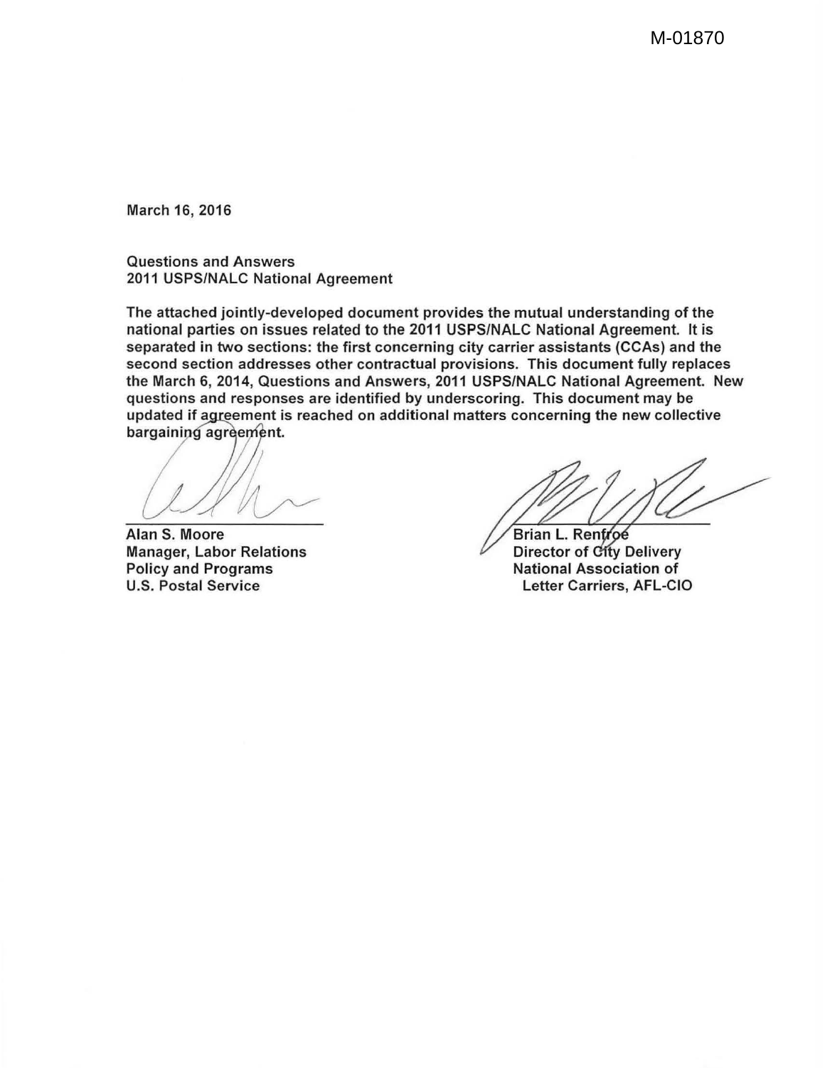M-01870

March 16, 2016

Questions and Answers
2011 USPS/NALC National Agreement

The attached jointly-developed document provides the mutual understanding of the national parties on issues related to the 2011 USPS/NALC National Agreement. It is separated in two sections: the first concerning city carrier assistants (CCAs) and the second section addresses other contractual provisions. This document fully replaces the March 6, 2014, Questions and Answers, 2011 USPS/NALC National Agreement. New questions and responses are identified by underscoring. This document may be updated if agreement is reached on additional matters concerning the new collective bargaining agreement.

Alan S. Moore
Manager, Labor Relations
Policy and Programs
U.S. Postal Service

Brian L. Renfroe
Director of City Delivery
National Association of
Letter Carriers, AFL-CIO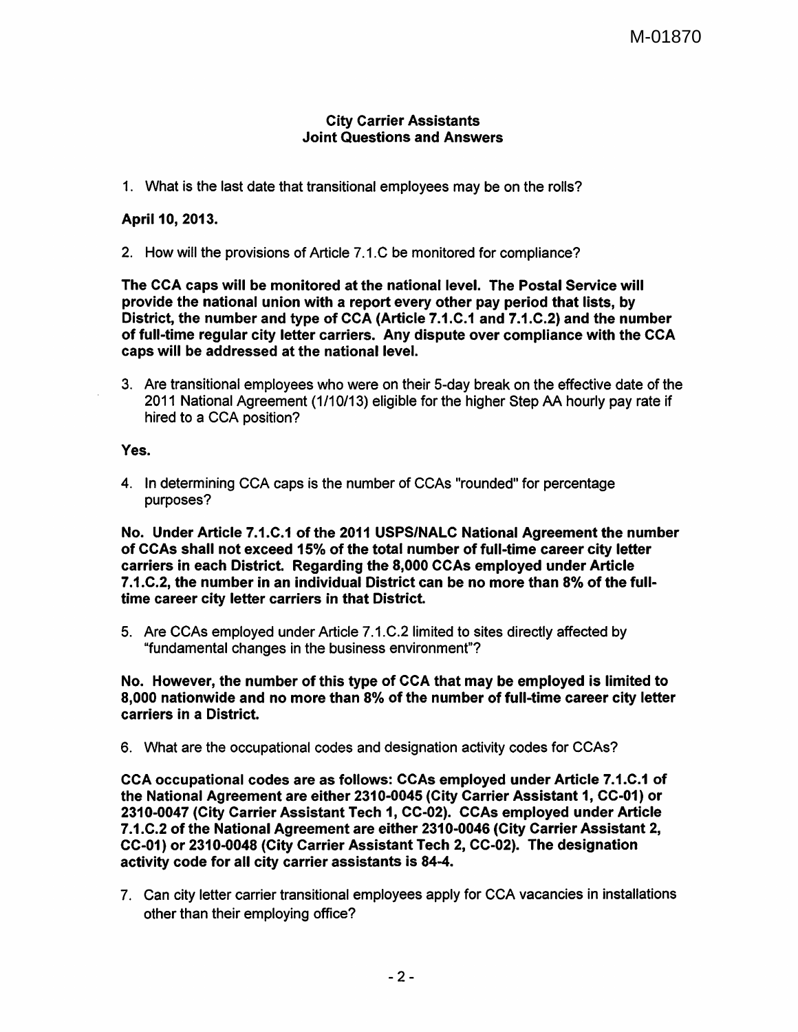M-01870

**City Carrier Assistants**
**Joint Questions and Answers**

1. What is the last date that transitional employees may be on the rolls?

**April 10, 2013.**

2. How will the provisions of Article 7.1.C be monitored for compliance?

**The CCA caps will be monitored at the national level. The Postal Service will provide the national union with a report every other pay period that lists, by District, the number and type of CCA (Article 7.1.C.1 and 7.1.C.2) and the number of full-time regular city letter carriers. Any dispute over compliance with the CCA caps will be addressed at the national level.**

3. Are transitional employees who were on their 5-day break on the effective date of the 2011 National Agreement (1/10/13) eligible for the higher Step AA hourly pay rate if hired to a CCA position?

**Yes.**

4. In determining CCA caps is the number of CCAs "rounded" for percentage purposes?

**No. Under Article 7.1.C.1 of the 2011 USPS/NALC National Agreement the number of CCAs shall not exceed 15% of the total number of full-time career city letter carriers in each District. Regarding the 8,000 CCAs employed under Article 7.1.C.2, the number in an individual District can be no more than 8% of the full-time career city letter carriers in that District.**

5. Are CCAs employed under Article 7.1.C.2 limited to sites directly affected by "fundamental changes in the business environment"?

**No. However, the number of this type of CCA that may be employed is limited to 8,000 nationwide and no more than 8% of the number of full-time career city letter carriers in a District.**

6. What are the occupational codes and designation activity codes for CCAs?

**CCA occupational codes are as follows: CCAs employed under Article 7.1.C.1 of the National Agreement are either 2310-0045 (City Carrier Assistant 1, CC-01) or 2310-0047 (City Carrier Assistant Tech 1, CC-02). CCAs employed under Article 7.1.C.2 of the National Agreement are either 2310-0046 (City Carrier Assistant 2, CC-01) or 2310-0048 (City Carrier Assistant Tech 2, CC-02). The designation activity code for all city carrier assistants is 84-4.**

7. Can city letter carrier transitional employees apply for CCA vacancies in installations other than their employing office?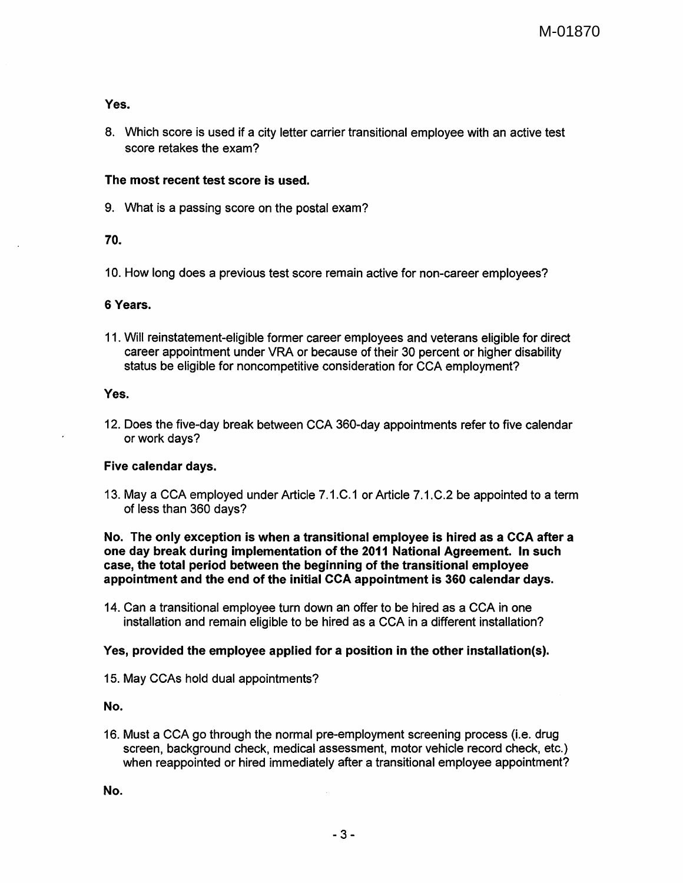**Yes.**

8. Which score is used if a city letter carrier transitional employee with an active test score retakes the exam?

**The most recent test score is used.**

9. What is a passing score on the postal exam?

**70.**

10. How long does a previous test score remain active for non-career employees?

**6 Years.**

11. Will reinstatement-eligible former career employees and veterans eligible for direct career appointment under VRA or because of their 30 percent or higher disability status be eligible for noncompetitive consideration for CCA employment?

**Yes.**

12. Does the five-day break between CCA 360-day appointments refer to five calendar or work days?

**Five calendar days.**

13. May a CCA employed under Article 7.1.C.1 or Article 7.1.C.2 be appointed to a term of less than 360 days?

**No. The only exception is when a transitional employee is hired as a CCA after a one day break during implementation of the 2011 National Agreement. In such case, the total period between the beginning of the transitional employee appointment and the end of the initial CCA appointment is 360 calendar days.**

14. Can a transitional employee turn down an offer to be hired as a CCA in one installation and remain eligible to be hired as a CCA in a different installation?

**Yes, provided the employee applied for a position in the other installation(s).**

15. May CCAs hold dual appointments?

**No.**

16. Must a CCA go through the normal pre-employment screening process (i.e. drug screen, background check, medical assessment, motor vehicle record check, etc.) when reappointed or hired immediately after a transitional employee appointment?

**No.**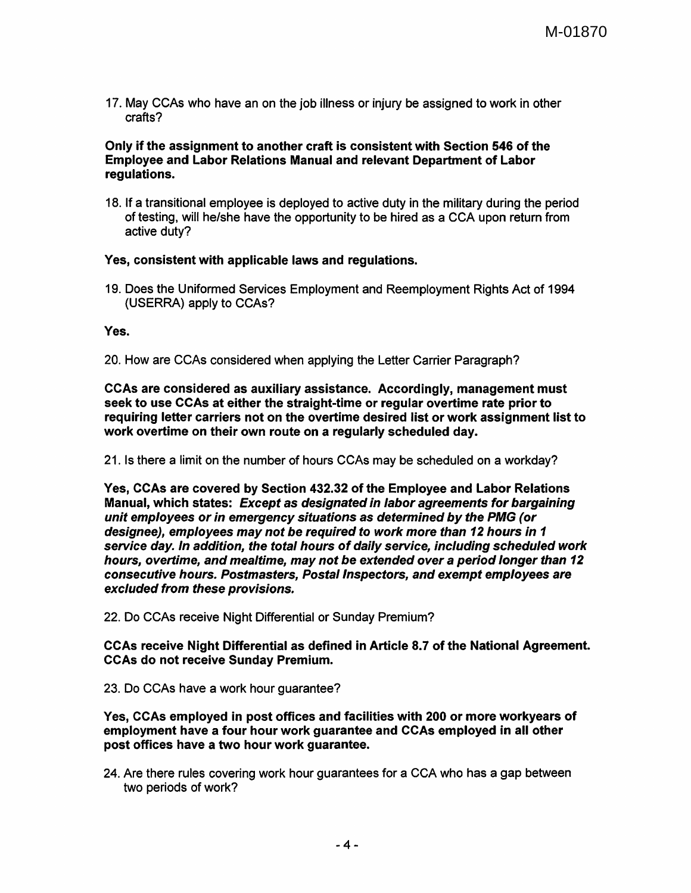17. May CCAs who have an on the job illness or injury be assigned to work in other crafts?

**Only if the assignment to another craft is consistent with Section 546 of the Employee and Labor Relations Manual and relevant Department of Labor regulations.**

18. If a transitional employee is deployed to active duty in the military during the period of testing, will he/she have the opportunity to be hired as a CCA upon return from active duty?

**Yes, consistent with applicable laws and regulations.**

19. Does the Uniformed Services Employment and Reemployment Rights Act of 1994 (USERRA) apply to CCAs?

**Yes.**

20. How are CCAs considered when applying the Letter Carrier Paragraph?

**CCAs are considered as auxiliary assistance. Accordingly, management must seek to use CCAs at either the straight-time or regular overtime rate prior to requiring letter carriers not on the overtime desired list or work assignment list to work overtime on their own route on a regularly scheduled day.**

21. Is there a limit on the number of hours CCAs may be scheduled on a workday?

**Yes, CCAs are covered by Section 432.32 of the Employee and Labor Relations Manual, which states:** ***Except as designated in labor agreements for bargaining unit employees or in emergency situations as determined by the PMG (or designee), employees may not be required to work more than 12 hours in 1 service day. In addition, the total hours of daily service, including scheduled work hours, overtime, and mealtime, may not be extended over a period longer than 12 consecutive hours. Postmasters, Postal Inspectors, and exempt employees are excluded from these provisions.***

22. Do CCAs receive Night Differential or Sunday Premium?

**CCAs receive Night Differential as defined in Article 8.7 of the National Agreement. CCAs do not receive Sunday Premium.**

23. Do CCAs have a work hour guarantee?

**Yes, CCAs employed in post offices and facilities with 200 or more workyears of employment have a four hour work guarantee and CCAs employed in all other post offices have a two hour work guarantee.**

24. Are there rules covering work hour guarantees for a CCA who has a gap between two periods of work?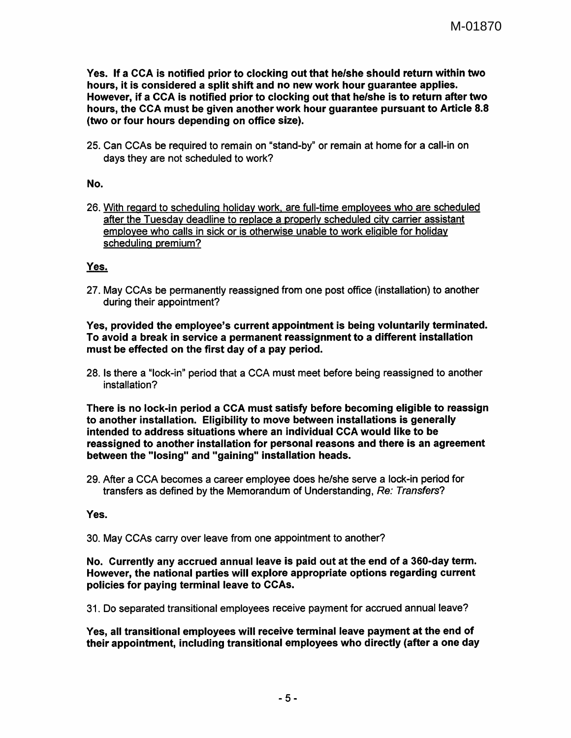**Yes. If a CCA is notified prior to clocking out that he/she should return within two hours, it is considered a split shift and no new work hour guarantee applies. However, if a CCA is notified prior to clocking out that he/she is to return after two hours, the CCA must be given another work hour guarantee pursuant to Article 8.8 (two or four hours depending on office size).**

25. Can CCAs be required to remain on "stand-by" or remain at home for a call-in on days they are not scheduled to work?

**No.**

26. <u>With regard to scheduling holiday work, are full-time employees who are scheduled after the Tuesday deadline to replace a properly scheduled city carrier assistant employee who calls in sick or is otherwise unable to work eligible for holiday scheduling premium?</u>

**<u>Yes.</u>**

27. May CCAs be permanently reassigned from one post office (installation) to another during their appointment?

**Yes, provided the employee's current appointment is being voluntarily terminated. To avoid a break in service a permanent reassignment to a different installation must be effected on the first day of a pay period.**

28. Is there a "lock-in" period that a CCA must meet before being reassigned to another installation?

**There is no lock-in period a CCA must satisfy before becoming eligible to reassign to another installation. Eligibility to move between installations is generally intended to address situations where an individual CCA would like to be reassigned to another installation for personal reasons and there is an agreement between the "losing" and "gaining" installation heads.**

29. After a CCA becomes a career employee does he/she serve a lock-in period for transfers as defined by the Memorandum of Understanding, *Re: Transfers*?

**Yes.**

30. May CCAs carry over leave from one appointment to another?

**No. Currently any accrued annual leave is paid out at the end of a 360-day term. However, the national parties will explore appropriate options regarding current policies for paying terminal leave to CCAs.**

31. Do separated transitional employees receive payment for accrued annual leave?

**Yes, all transitional employees will receive terminal leave payment at the end of their appointment, including transitional employees who directly (after a one day**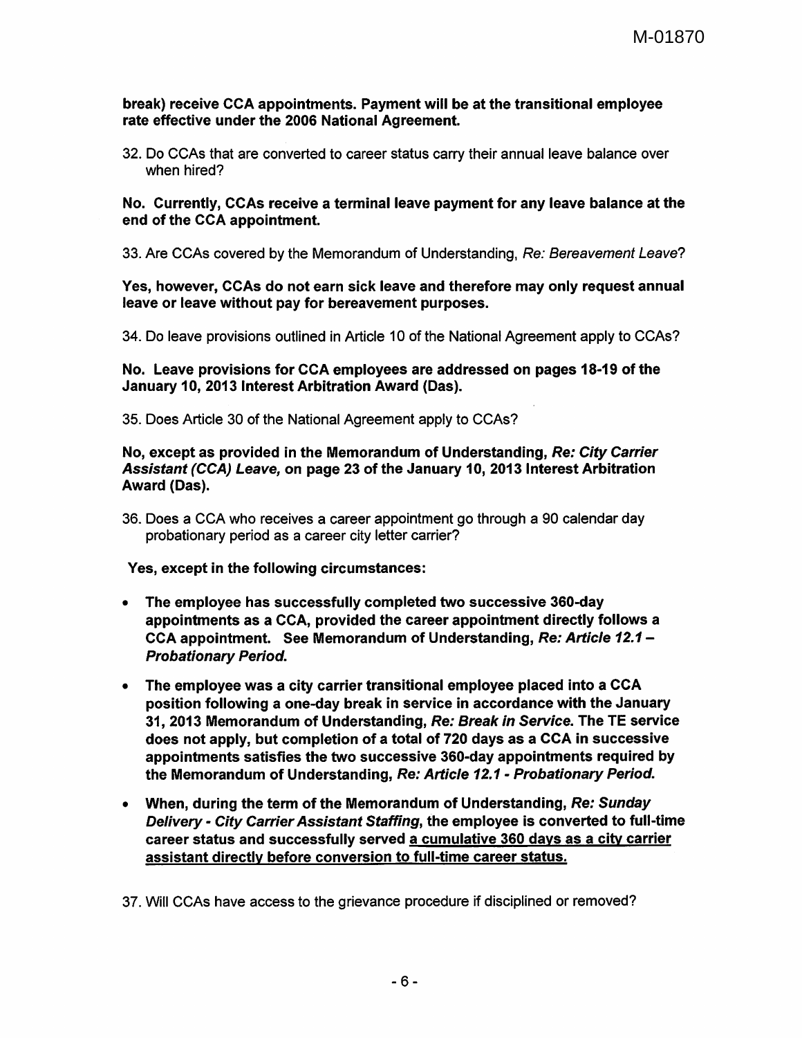**break) receive CCA appointments. Payment will be at the transitional employee rate effective under the 2006 National Agreement.**

32. Do CCAs that are converted to career status carry their annual leave balance over when hired?

**No. Currently, CCAs receive a terminal leave payment for any leave balance at the end of the CCA appointment.**

33. Are CCAs covered by the Memorandum of Understanding, *Re: Bereavement Leave*?

**Yes, however, CCAs do not earn sick leave and therefore may only request annual leave or leave without pay for bereavement purposes.**

34. Do leave provisions outlined in Article 10 of the National Agreement apply to CCAs?

**No. Leave provisions for CCA employees are addressed on pages 18-19 of the January 10, 2013 Interest Arbitration Award (Das).**

35. Does Article 30 of the National Agreement apply to CCAs?

**No, except as provided in the Memorandum of Understanding, *Re: City Carrier Assistant (CCA) Leave,* on page 23 of the January 10, 2013 Interest Arbitration Award (Das).**

36. Does a CCA who receives a career appointment go through a 90 calendar day probationary period as a career city letter carrier?

**Yes, except in the following circumstances:**

- **The employee has successfully completed two successive 360-day appointments as a CCA, provided the career appointment directly follows a CCA appointment. See Memorandum of Understanding, *Re: Article 12.1 – Probationary Period.***
- **The employee was a city carrier transitional employee placed into a CCA position following a one-day break in service in accordance with the January 31, 2013 Memorandum of Understanding, *Re: Break in Service.* The TE service does not apply, but completion of a total of 720 days as a CCA in successive appointments satisfies the two successive 360-day appointments required by the Memorandum of Understanding, *Re: Article 12.1 - Probationary Period.***
- **When, during the term of the Memorandum of Understanding, *Re: Sunday Delivery - City Carrier Assistant Staffing,* the employee is converted to full-time career status and successfully served <u>a cumulative 360 days as a city carrier assistant directly before conversion to full-time career status.</u>**

37. Will CCAs have access to the grievance procedure if disciplined or removed?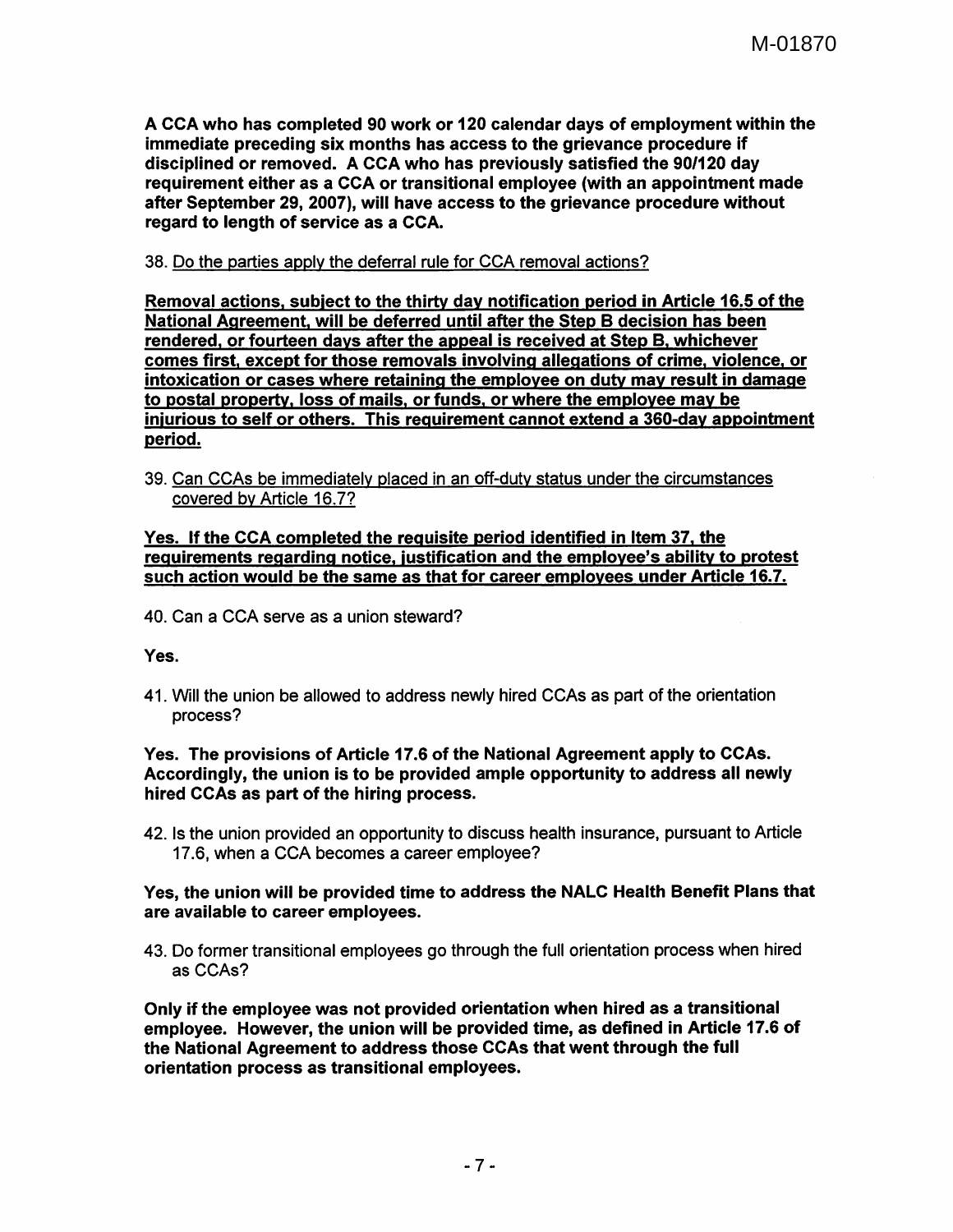**A CCA who has completed 90 work or 120 calendar days of employment within the immediate preceding six months has access to the grievance procedure if disciplined or removed. A CCA who has previously satisfied the 90/120 day requirement either as a CCA or transitional employee (with an appointment made after September 29, 2007), will have access to the grievance procedure without regard to length of service as a CCA.**

38. <u>Do the parties apply the deferral rule for CCA removal actions?</u>

<u>**Removal actions, subject to the thirty day notification period in Article 16.5 of the National Agreement, will be deferred until after the Step B decision has been rendered, or fourteen days after the appeal is received at Step B, whichever comes first, except for those removals involving allegations of crime, violence, or intoxication or cases where retaining the employee on duty may result in damage to postal property, loss of mails, or funds, or where the employee may be injurious to self or others. This requirement cannot extend a 360-day appointment period.**</u>

39. <u>Can CCAs be immediately placed in an off-duty status under the circumstances covered by Article 16.7?</u>

<u>**Yes. If the CCA completed the requisite period identified in Item 37, the requirements regarding notice, justification and the employee's ability to protest such action would be the same as that for career employees under Article 16.7.**</u>

40. Can a CCA serve as a union steward?

**Yes.**

41. Will the union be allowed to address newly hired CCAs as part of the orientation process?

**Yes. The provisions of Article 17.6 of the National Agreement apply to CCAs. Accordingly, the union is to be provided ample opportunity to address all newly hired CCAs as part of the hiring process.**

42. Is the union provided an opportunity to discuss health insurance, pursuant to Article 17.6, when a CCA becomes a career employee?

**Yes, the union will be provided time to address the NALC Health Benefit Plans that are available to career employees.**

43. Do former transitional employees go through the full orientation process when hired as CCAs?

**Only if the employee was not provided orientation when hired as a transitional employee. However, the union will be provided time, as defined in Article 17.6 of the National Agreement to address those CCAs that went through the full orientation process as transitional employees.**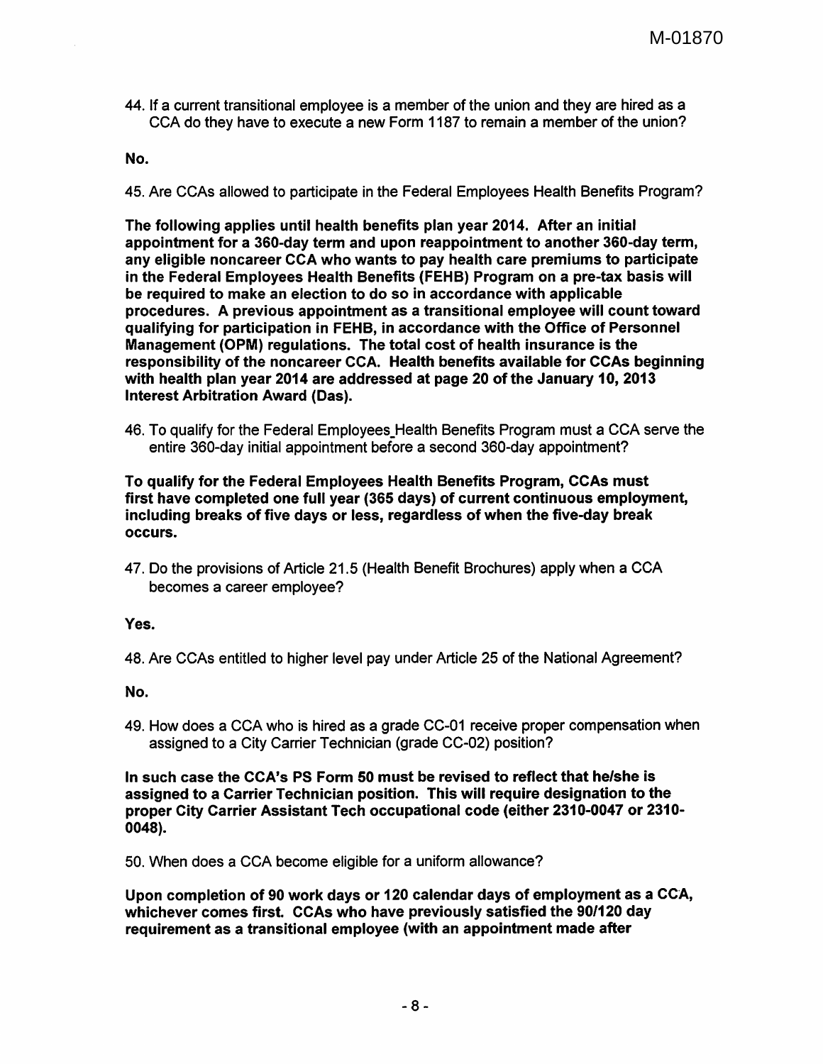44. If a current transitional employee is a member of the union and they are hired as a CCA do they have to execute a new Form 1187 to remain a member of the union?

**No.**

45. Are CCAs allowed to participate in the Federal Employees Health Benefits Program?

**The following applies until health benefits plan year 2014. After an initial appointment for a 360-day term and upon reappointment to another 360-day term, any eligible noncareer CCA who wants to pay health care premiums to participate in the Federal Employees Health Benefits (FEHB) Program on a pre-tax basis will be required to make an election to do so in accordance with applicable procedures. A previous appointment as a transitional employee will count toward qualifying for participation in FEHB, in accordance with the Office of Personnel Management (OPM) regulations. The total cost of health insurance is the responsibility of the noncareer CCA. Health benefits available for CCAs beginning with health plan year 2014 are addressed at page 20 of the January 10, 2013 Interest Arbitration Award (Das).**

46. To qualify for the Federal Employees Health Benefits Program must a CCA serve the entire 360-day initial appointment before a second 360-day appointment?

**To qualify for the Federal Employees Health Benefits Program, CCAs must first have completed one full year (365 days) of current continuous employment, including breaks of five days or less, regardless of when the five-day break occurs.**

47. Do the provisions of Article 21.5 (Health Benefit Brochures) apply when a CCA becomes a career employee?

**Yes.**

48. Are CCAs entitled to higher level pay under Article 25 of the National Agreement?

**No.**

49. How does a CCA who is hired as a grade CC-01 receive proper compensation when assigned to a City Carrier Technician (grade CC-02) position?

**In such case the CCA's PS Form 50 must be revised to reflect that he/she is assigned to a Carrier Technician position. This will require designation to the proper City Carrier Assistant Tech occupational code (either 2310-0047 or 2310-0048).**

50. When does a CCA become eligible for a uniform allowance?

**Upon completion of 90 work days or 120 calendar days of employment as a CCA, whichever comes first. CCAs who have previously satisfied the 90/120 day requirement as a transitional employee (with an appointment made after**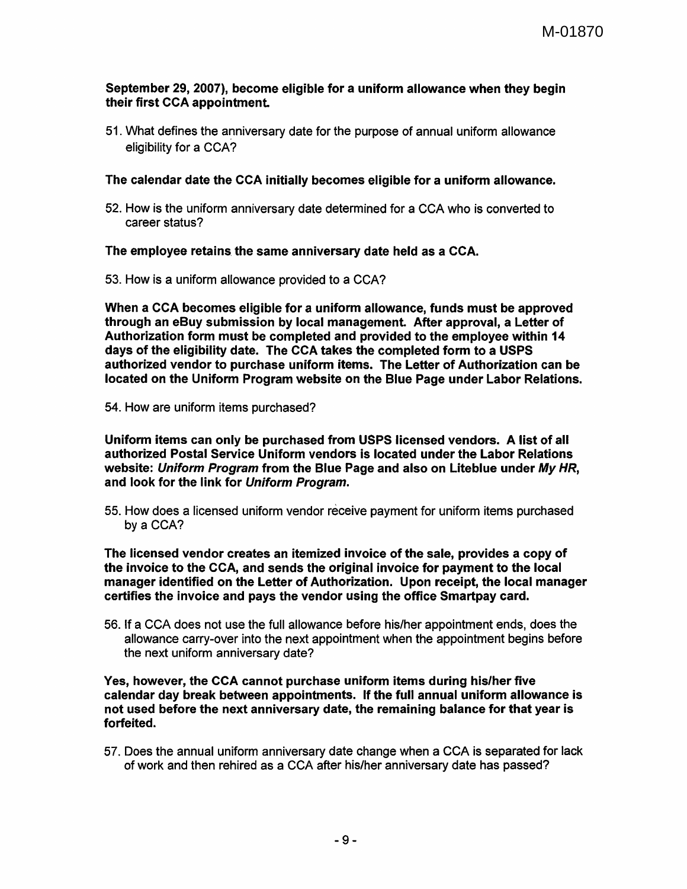**September 29, 2007), become eligible for a uniform allowance when they begin their first CCA appointment.**

51. What defines the anniversary date for the purpose of annual uniform allowance eligibility for a CCA?

**The calendar date the CCA initially becomes eligible for a uniform allowance.**

52. How is the uniform anniversary date determined for a CCA who is converted to career status?

**The employee retains the same anniversary date held as a CCA.**

53. How is a uniform allowance provided to a CCA?

**When a CCA becomes eligible for a uniform allowance, funds must be approved through an eBuy submission by local management. After approval, a Letter of Authorization form must be completed and provided to the employee within 14 days of the eligibility date. The CCA takes the completed form to a USPS authorized vendor to purchase uniform items. The Letter of Authorization can be located on the Uniform Program website on the Blue Page under Labor Relations.**

54. How are uniform items purchased?

**Uniform items can only be purchased from USPS licensed vendors. A list of all authorized Postal Service Uniform vendors is located under the Labor Relations website: *Uniform Program* from the Blue Page and also on Liteblue under *My HR*, and look for the link for *Uniform Program*.**

55. How does a licensed uniform vendor receive payment for uniform items purchased by a CCA?

**The licensed vendor creates an itemized invoice of the sale, provides a copy of the invoice to the CCA, and sends the original invoice for payment to the local manager identified on the Letter of Authorization. Upon receipt, the local manager certifies the invoice and pays the vendor using the office Smartpay card.**

56. If a CCA does not use the full allowance before his/her appointment ends, does the allowance carry-over into the next appointment when the appointment begins before the next uniform anniversary date?

**Yes, however, the CCA cannot purchase uniform items during his/her five calendar day break between appointments. If the full annual uniform allowance is not used before the next anniversary date, the remaining balance for that year is forfeited.**

57. Does the annual uniform anniversary date change when a CCA is separated for lack of work and then rehired as a CCA after his/her anniversary date has passed?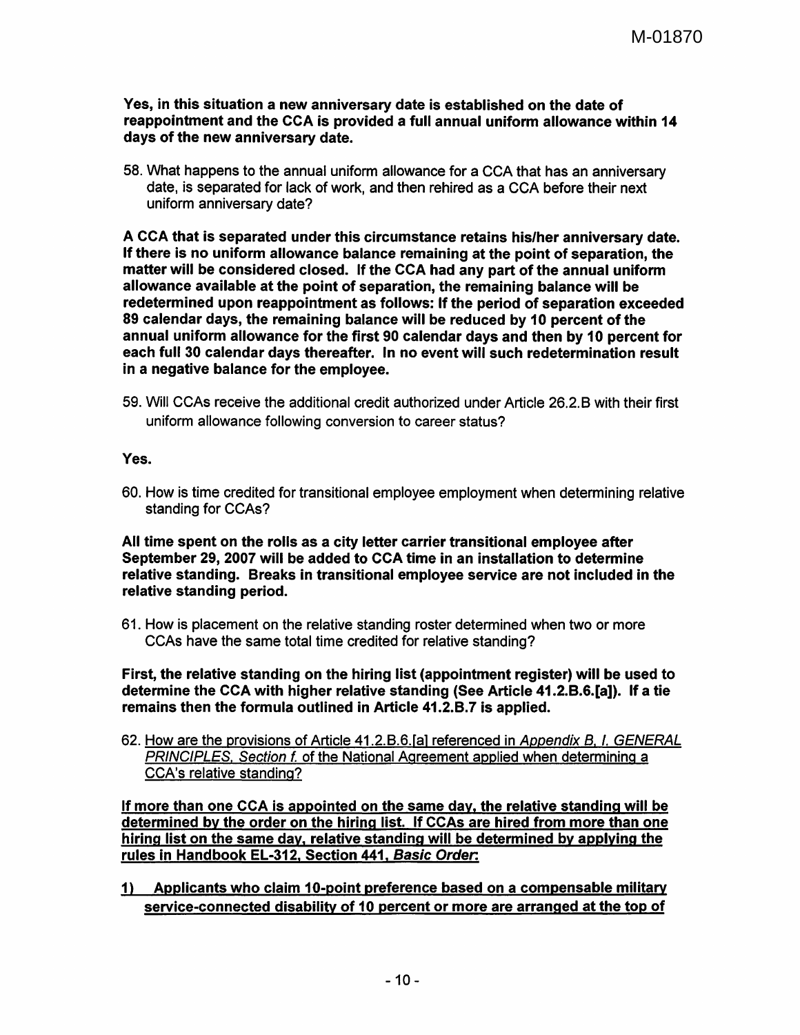**Yes, in this situation a new anniversary date is established on the date of reappointment and the CCA is provided a full annual uniform allowance within 14 days of the new anniversary date.**

58. What happens to the annual uniform allowance for a CCA that has an anniversary date, is separated for lack of work, and then rehired as a CCA before their next uniform anniversary date?

**A CCA that is separated under this circumstance retains his/her anniversary date. If there is no uniform allowance balance remaining at the point of separation, the matter will be considered closed. If the CCA had any part of the annual uniform allowance available at the point of separation, the remaining balance will be redetermined upon reappointment as follows: If the period of separation exceeded 89 calendar days, the remaining balance will be reduced by 10 percent of the annual uniform allowance for the first 90 calendar days and then by 10 percent for each full 30 calendar days thereafter. In no event will such redetermination result in a negative balance for the employee.**

59. Will CCAs receive the additional credit authorized under Article 26.2.B with their first uniform allowance following conversion to career status?

**Yes.**

60. How is time credited for transitional employee employment when determining relative standing for CCAs?

**All time spent on the rolls as a city letter carrier transitional employee after September 29, 2007 will be added to CCA time in an installation to determine relative standing. Breaks in transitional employee service are not included in the relative standing period.**

61. How is placement on the relative standing roster determined when two or more CCAs have the same total time credited for relative standing?

**First, the relative standing on the hiring list (appointment register) will be used to determine the CCA with higher relative standing (See Article 41.2.B.6.[a]). If a tie remains then the formula outlined in Article 41.2.B.7 is applied.**

62. <u>How are the provisions of Article 41.2.B.6.[a] referenced in *Appendix B, I. GENERAL PRINCIPLES, Section f.* of the National Agreement applied when determining a CCA's relative standing?</u>

**<u>If more than one CCA is appointed on the same day, the relative standing will be determined by the order on the hiring list. If CCAs are hired from more than one hiring list on the same day, relative standing will be determined by applying the rules in Handbook EL-312, Section 441, *Basic Order*:</u>**

**<u>1) Applicants who claim 10-point preference based on a compensable military service-connected disability of 10 percent or more are arranged at the top of</u>**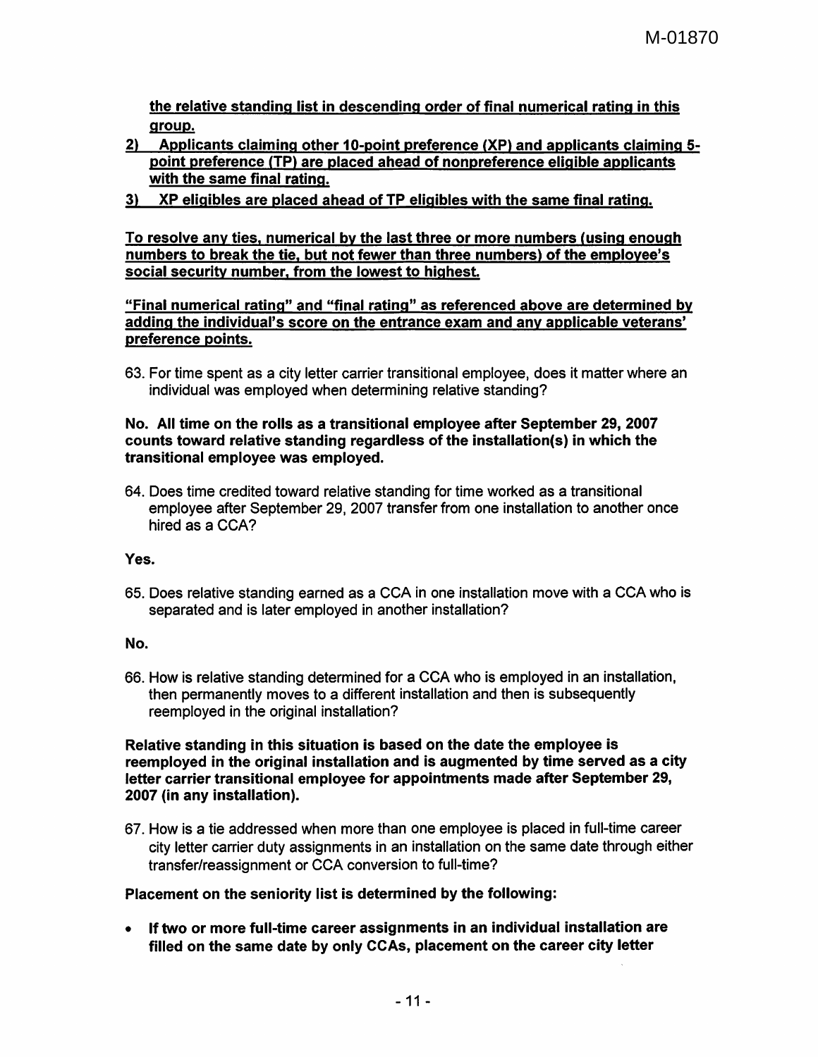**the relative standing list in descending order of final numerical rating in this group.**

**2) Applicants claiming other 10-point preference (XP) and applicants claiming 5-point preference (TP) are placed ahead of nonpreference eligible applicants with the same final rating.**

**3) XP eligibles are placed ahead of TP eligibles with the same final rating.**

**To resolve any ties, numerical by the last three or more numbers (using enough numbers to break the tie, but not fewer than three numbers) of the employee's social security number, from the lowest to highest.**

**"Final numerical rating" and "final rating" as referenced above are determined by adding the individual's score on the entrance exam and any applicable veterans' preference points.**

63. For time spent as a city letter carrier transitional employee, does it matter where an individual was employed when determining relative standing?

**No. All time on the rolls as a transitional employee after September 29, 2007 counts toward relative standing regardless of the installation(s) in which the transitional employee was employed.**

64. Does time credited toward relative standing for time worked as a transitional employee after September 29, 2007 transfer from one installation to another once hired as a CCA?

**Yes.**

65. Does relative standing earned as a CCA in one installation move with a CCA who is separated and is later employed in another installation?

**No.**

66. How is relative standing determined for a CCA who is employed in an installation, then permanently moves to a different installation and then is subsequently reemployed in the original installation?

**Relative standing in this situation is based on the date the employee is reemployed in the original installation and is augmented by time served as a city letter carrier transitional employee for appointments made after September 29, 2007 (in any installation).**

67. How is a tie addressed when more than one employee is placed in full-time career city letter carrier duty assignments in an installation on the same date through either transfer/reassignment or CCA conversion to full-time?

**Placement on the seniority list is determined by the following:**

- **If two or more full-time career assignments in an individual installation are filled on the same date by only CCAs, placement on the career city letter**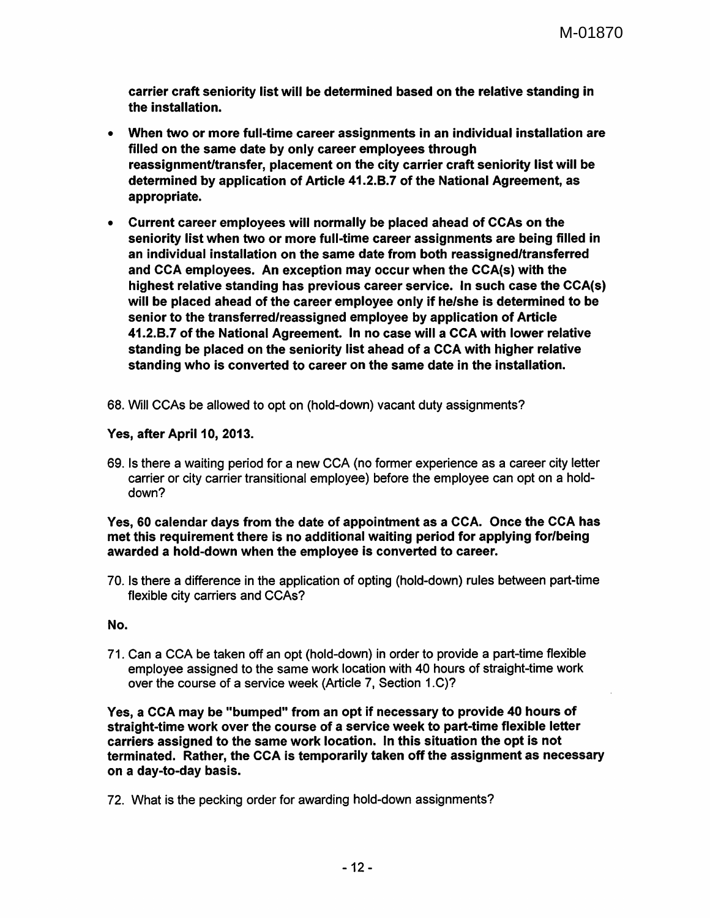**carrier craft seniority list will be determined based on the relative standing in the installation.**

- **When two or more full-time career assignments in an individual installation are filled on the same date by only career employees through reassignment/transfer, placement on the city carrier craft seniority list will be determined by application of Article 41.2.B.7 of the National Agreement, as appropriate.**
- **Current career employees will normally be placed ahead of CCAs on the seniority list when two or more full-time career assignments are being filled in an individual installation on the same date from both reassigned/transferred and CCA employees. An exception may occur when the CCA(s) with the highest relative standing has previous career service. In such case the CCA(s) will be placed ahead of the career employee only if he/she is determined to be senior to the transferred/reassigned employee by application of Article 41.2.B.7 of the National Agreement. In no case will a CCA with lower relative standing be placed on the seniority list ahead of a CCA with higher relative standing who is converted to career on the same date in the installation.**

68. Will CCAs be allowed to opt on (hold-down) vacant duty assignments?

**Yes, after April 10, 2013.**

69. Is there a waiting period for a new CCA (no former experience as a career city letter carrier or city carrier transitional employee) before the employee can opt on a hold-down?

**Yes, 60 calendar days from the date of appointment as a CCA. Once the CCA has met this requirement there is no additional waiting period for applying for/being awarded a hold-down when the employee is converted to career.**

70. Is there a difference in the application of opting (hold-down) rules between part-time flexible city carriers and CCAs?

**No.**

71. Can a CCA be taken off an opt (hold-down) in order to provide a part-time flexible employee assigned to the same work location with 40 hours of straight-time work over the course of a service week (Article 7, Section 1.C)?

**Yes, a CCA may be "bumped" from an opt if necessary to provide 40 hours of straight-time work over the course of a service week to part-time flexible letter carriers assigned to the same work location. In this situation the opt is not terminated. Rather, the CCA is temporarily taken off the assignment as necessary on a day-to-day basis.**

72. What is the pecking order for awarding hold-down assignments?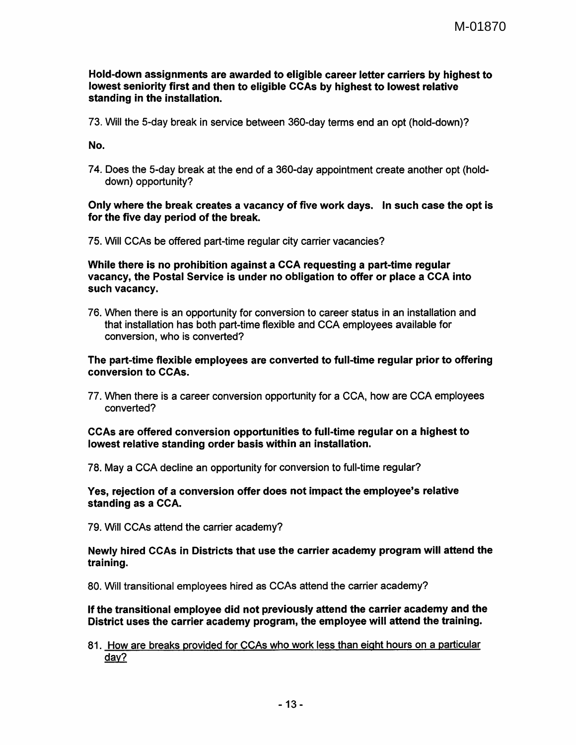**Hold-down assignments are awarded to eligible career letter carriers by highest to lowest seniority first and then to eligible CCAs by highest to lowest relative standing in the installation.**

73. Will the 5-day break in service between 360-day terms end an opt (hold-down)?

**No.**

74. Does the 5-day break at the end of a 360-day appointment create another opt (hold-down) opportunity?

**Only where the break creates a vacancy of five work days. In such case the opt is for the five day period of the break.**

75. Will CCAs be offered part-time regular city carrier vacancies?

**While there is no prohibition against a CCA requesting a part-time regular vacancy, the Postal Service is under no obligation to offer or place a CCA into such vacancy.**

76. When there is an opportunity for conversion to career status in an installation and that installation has both part-time flexible and CCA employees available for conversion, who is converted?

**The part-time flexible employees are converted to full-time regular prior to offering conversion to CCAs.**

77. When there is a career conversion opportunity for a CCA, how are CCA employees converted?

**CCAs are offered conversion opportunities to full-time regular on a highest to lowest relative standing order basis within an installation.**

78. May a CCA decline an opportunity for conversion to full-time regular?

**Yes, rejection of a conversion offer does not impact the employee's relative standing as a CCA.**

79. Will CCAs attend the carrier academy?

**Newly hired CCAs in Districts that use the carrier academy program will attend the training.**

80. Will transitional employees hired as CCAs attend the carrier academy?

**If the transitional employee did not previously attend the carrier academy and the District uses the carrier academy program, the employee will attend the training.**

81. <u>How are breaks provided for CCAs who work less than eight hours on a particular day?</u>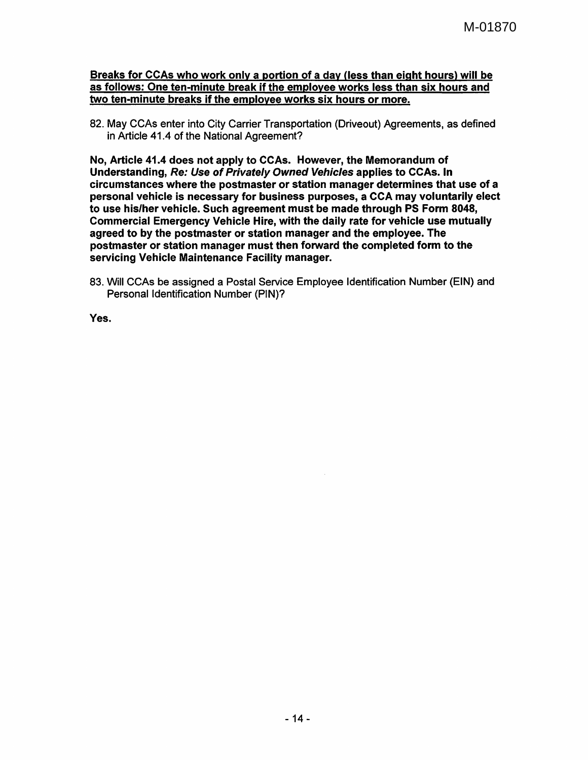**<u>Breaks for CCAs who work only a portion of a day (less than eight hours) will be as follows: One ten-minute break if the employee works less than six hours and two ten-minute breaks if the employee works six hours or more.</u>**

82. May CCAs enter into City Carrier Transportation (Driveout) Agreements, as defined in Article 41.4 of the National Agreement?

**No, Article 41.4 does not apply to CCAs. However, the Memorandum of Understanding, *Re: Use of Privately Owned Vehicles* applies to CCAs. In circumstances where the postmaster or station manager determines that use of a personal vehicle is necessary for business purposes, a CCA may voluntarily elect to use his/her vehicle. Such agreement must be made through PS Form 8048, Commercial Emergency Vehicle Hire, with the daily rate for vehicle use mutually agreed to by the postmaster or station manager and the employee. The postmaster or station manager must then forward the completed form to the servicing Vehicle Maintenance Facility manager.**

83. Will CCAs be assigned a Postal Service Employee Identification Number (EIN) and Personal Identification Number (PIN)?

**Yes.**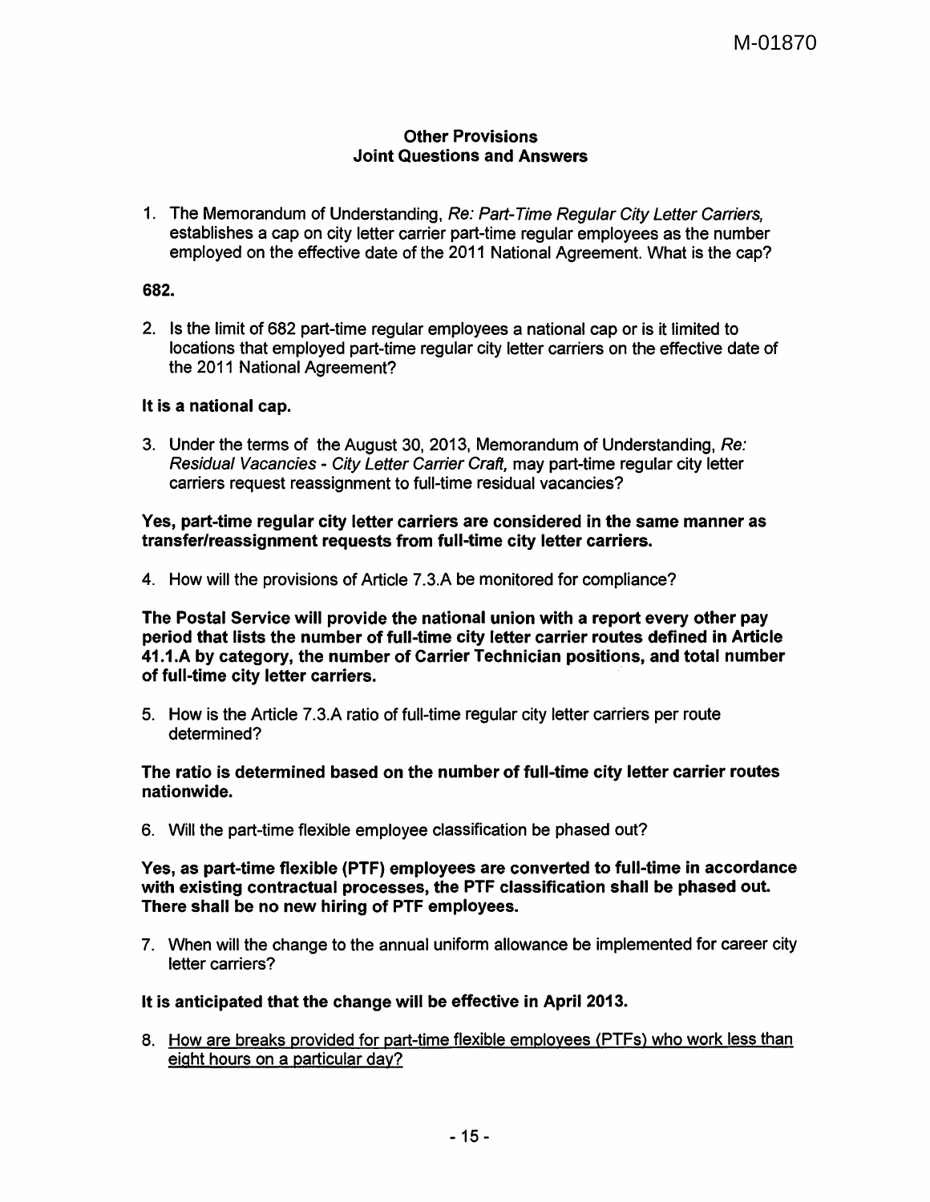M-01870

## Other Provisions
## Joint Questions and Answers

1. The Memorandum of Understanding, *Re: Part-Time Regular City Letter Carriers,* establishes a cap on city letter carrier part-time regular employees as the number employed on the effective date of the 2011 National Agreement. What is the cap?

**682.**

2. Is the limit of 682 part-time regular employees a national cap or is it limited to locations that employed part-time regular city letter carriers on the effective date of the 2011 National Agreement?

**It is a national cap.**

3. Under the terms of the August 30, 2013, Memorandum of Understanding, *Re: Residual Vacancies - City Letter Carrier Craft,* may part-time regular city letter carriers request reassignment to full-time residual vacancies?

**Yes, part-time regular city letter carriers are considered in the same manner as transfer/reassignment requests from full-time city letter carriers.**

4. How will the provisions of Article 7.3.A be monitored for compliance?

**The Postal Service will provide the national union with a report every other pay period that lists the number of full-time city letter carrier routes defined in Article 41.1.A by category, the number of Carrier Technician positions, and total number of full-time city letter carriers.**

5. How is the Article 7.3.A ratio of full-time regular city letter carriers per route determined?

**The ratio is determined based on the number of full-time city letter carrier routes nationwide.**

6. Will the part-time flexible employee classification be phased out?

**Yes, as part-time flexible (PTF) employees are converted to full-time in accordance with existing contractual processes, the PTF classification shall be phased out. There shall be no new hiring of PTF employees.**

7. When will the change to the annual uniform allowance be implemented for career city letter carriers?

**It is anticipated that the change will be effective in April 2013.**

8. <u>How are breaks provided for part-time flexible employees (PTFs) who work less than eight hours on a particular day?</u>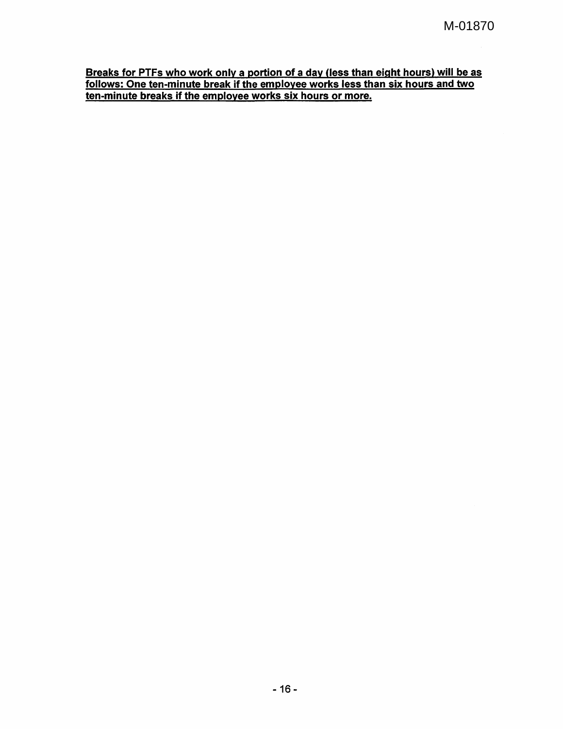**<u>Breaks for PTFs who work only a portion of a day (less than eight hours) will be as follows: One ten-minute break if the employee works less than six hours and two ten-minute breaks if the employee works six hours or more.</u>**